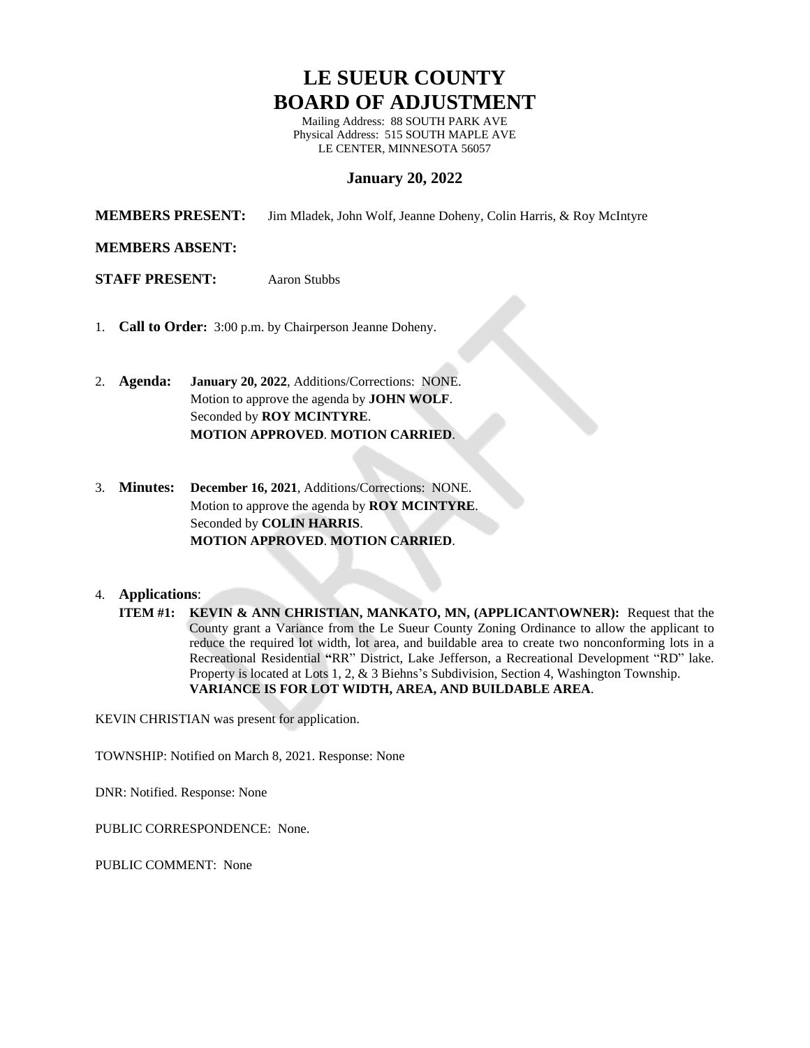# LE SUEUR COUNTY
# BOARD OF ADJUSTMENT

Mailing Address: 88 SOUTH PARK AVE
Physical Address: 515 SOUTH MAPLE AVE
LE CENTER, MINNESOTA 56057

## January 20, 2022

**MEMBERS PRESENT:** Jim Mladek, John Wolf, Jeanne Doheny, Colin Harris, & Roy McIntyre

**MEMBERS ABSENT:**

**STAFF PRESENT:** Aaron Stubbs

1. **Call to Order:** 3:00 p.m. by Chairperson Jeanne Doheny.

2. **Agenda:** **January 20, 2022**, Additions/Corrections: NONE.
   Motion to approve the agenda by **JOHN WOLF**.
   Seconded by **ROY MCINTYRE**.
   **MOTION APPROVED**. **MOTION CARRIED**.

3. **Minutes:** **December 16, 2021**, Additions/Corrections: NONE.
   Motion to approve the agenda by **ROY MCINTYRE**.
   Seconded by **COLIN HARRIS**.
   **MOTION APPROVED**. **MOTION CARRIED**.

4. **Applications**:
   **ITEM #1: KEVIN & ANN CHRISTIAN, MANKATO, MN, (APPLICANT\OWNER):** Request that the County grant a Variance from the Le Sueur County Zoning Ordinance to allow the applicant to reduce the required lot width, lot area, and buildable area to create two nonconforming lots in a Recreational Residential "RR" District, Lake Jefferson, a Recreational Development "RD" lake. Property is located at Lots 1, 2, & 3 Biehns's Subdivision, Section 4, Washington Township. **VARIANCE IS FOR LOT WIDTH, AREA, AND BUILDABLE AREA**.

KEVIN CHRISTIAN was present for application.

TOWNSHIP: Notified on March 8, 2021. Response: None

DNR: Notified. Response: None

PUBLIC CORRESPONDENCE: None.

PUBLIC COMMENT: None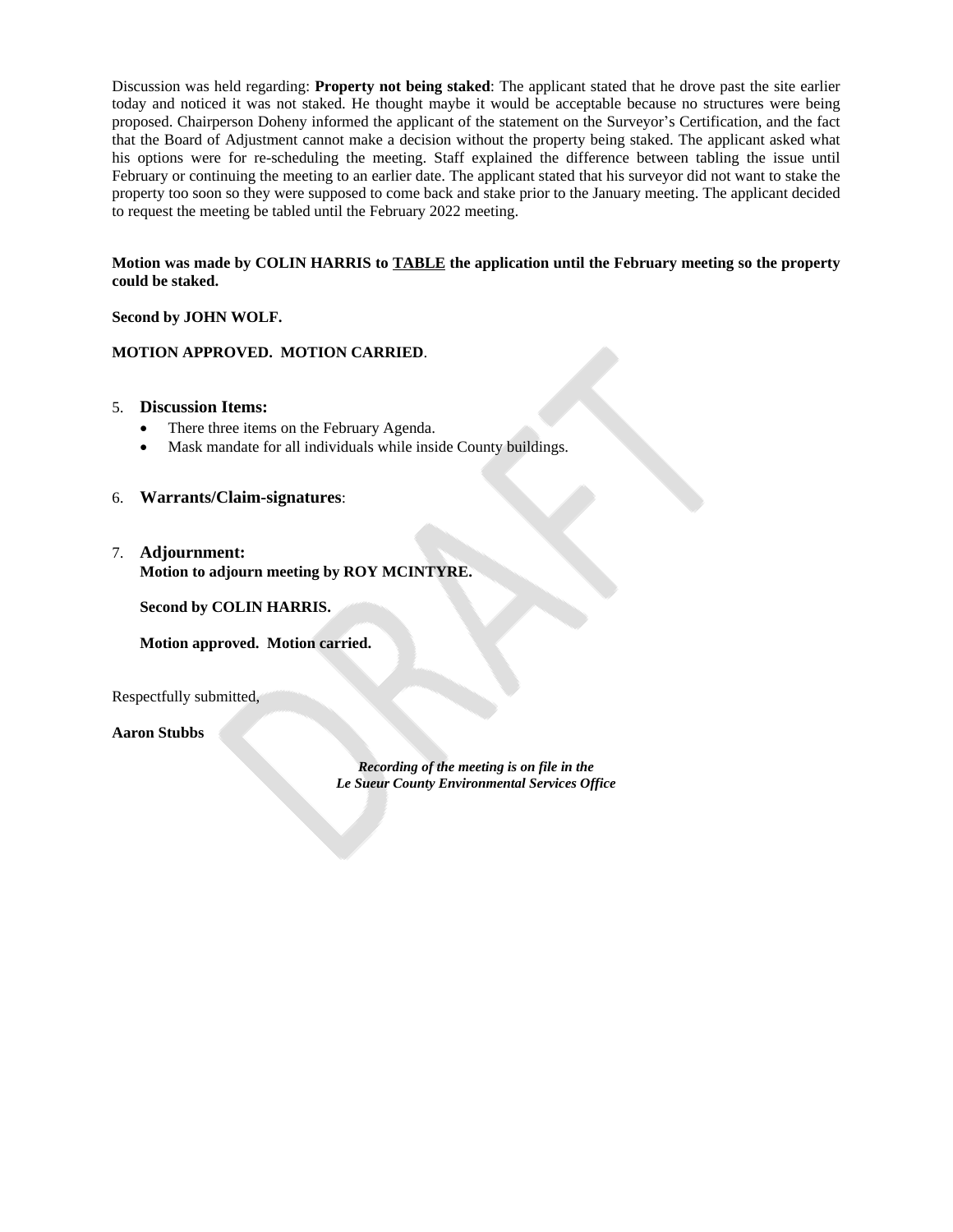Discussion was held regarding: **Property not being staked**: The applicant stated that he drove past the site earlier today and noticed it was not staked. He thought maybe it would be acceptable because no structures were being proposed. Chairperson Doheny informed the applicant of the statement on the Surveyor's Certification, and the fact that the Board of Adjustment cannot make a decision without the property being staked. The applicant asked what his options were for re-scheduling the meeting. Staff explained the difference between tabling the issue until February or continuing the meeting to an earlier date. The applicant stated that his surveyor did not want to stake the property too soon so they were supposed to come back and stake prior to the January meeting. The applicant decided to request the meeting be tabled until the February 2022 meeting.

**Motion was made by COLIN HARRIS to TABLE the application until the February meeting so the property could be staked.**

**Second by JOHN WOLF.**

**MOTION APPROVED. MOTION CARRIED**.

5. **Discussion Items:**
   - There three items on the February Agenda.
   - Mask mandate for all individuals while inside County buildings.

6. **Warrants/Claim-signatures**:

7. **Adjournment:**
   **Motion to adjourn meeting by ROY MCINTYRE.**

   **Second by COLIN HARRIS.**

   **Motion approved. Motion carried.**

Respectfully submitted,

**Aaron Stubbs**

***Recording of the meeting is on file in the Le Sueur County Environmental Services Office***

DRAFT